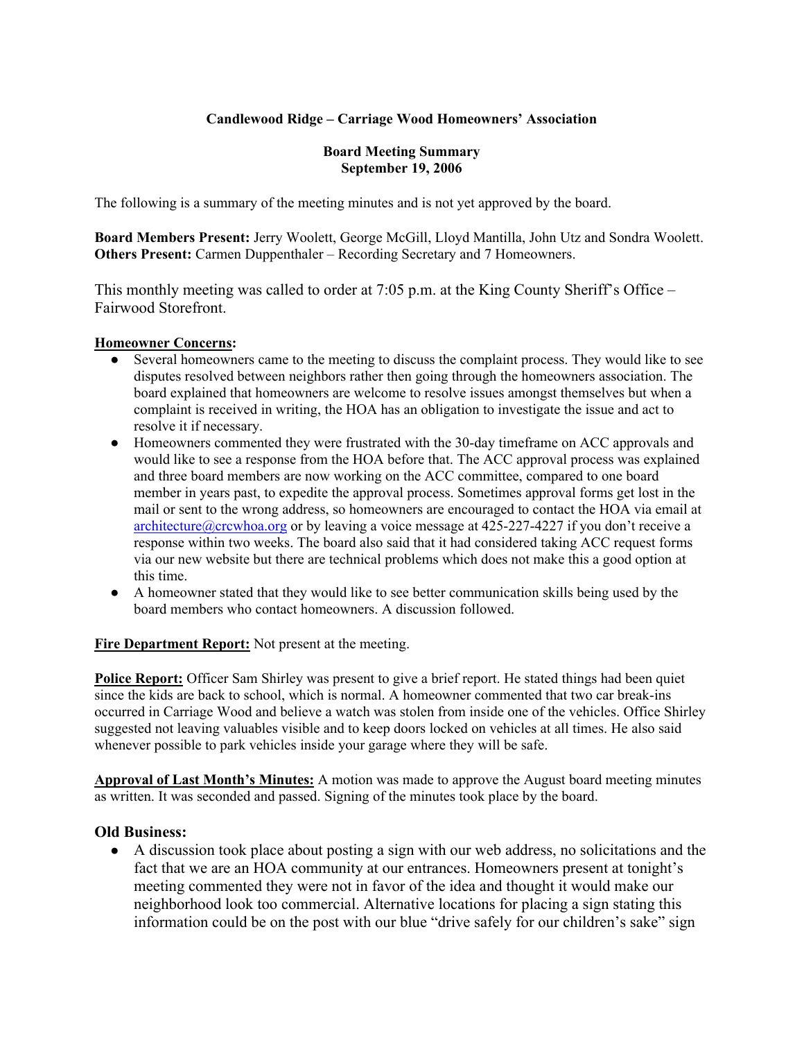**Candlewood Ridge – Carriage Wood Homeowners' Association**

**Board Meeting Summary**
**September 19, 2006**

The following is a summary of the meeting minutes and is not yet approved by the board.

**Board Members Present:** Jerry Woolett, George McGill, Lloyd Mantilla, John Utz and Sondra Woolett.
**Others Present:** Carmen Duppenthaler – Recording Secretary and 7 Homeowners.

This monthly meeting was called to order at 7:05 p.m. at the King County Sheriff's Office – Fairwood Storefront.

**Homeowner Concerns:**

- Several homeowners came to the meeting to discuss the complaint process. They would like to see disputes resolved between neighbors rather then going through the homeowners association. The board explained that homeowners are welcome to resolve issues amongst themselves but when a complaint is received in writing, the HOA has an obligation to investigate the issue and act to resolve it if necessary.
- Homeowners commented they were frustrated with the 30-day timeframe on ACC approvals and would like to see a response from the HOA before that. The ACC approval process was explained and three board members are now working on the ACC committee, compared to one board member in years past, to expedite the approval process. Sometimes approval forms get lost in the mail or sent to the wrong address, so homeowners are encouraged to contact the HOA via email at architecture@crcwhoa.org or by leaving a voice message at 425-227-4227 if you don't receive a response within two weeks. The board also said that it had considered taking ACC request forms via our new website but there are technical problems which does not make this a good option at this time.
- A homeowner stated that they would like to see better communication skills being used by the board members who contact homeowners. A discussion followed.

**Fire Department Report:** Not present at the meeting.

**Police Report:** Officer Sam Shirley was present to give a brief report. He stated things had been quiet since the kids are back to school, which is normal. A homeowner commented that two car break-ins occurred in Carriage Wood and believe a watch was stolen from inside one of the vehicles. Office Shirley suggested not leaving valuables visible and to keep doors locked on vehicles at all times. He also said whenever possible to park vehicles inside your garage where they will be safe.

**Approval of Last Month's Minutes:** A motion was made to approve the August board meeting minutes as written. It was seconded and passed. Signing of the minutes took place by the board.

**Old Business:**

- A discussion took place about posting a sign with our web address, no solicitations and the fact that we are an HOA community at our entrances. Homeowners present at tonight's meeting commented they were not in favor of the idea and thought it would make our neighborhood look too commercial. Alternative locations for placing a sign stating this information could be on the post with our blue "drive safely for our children's sake" sign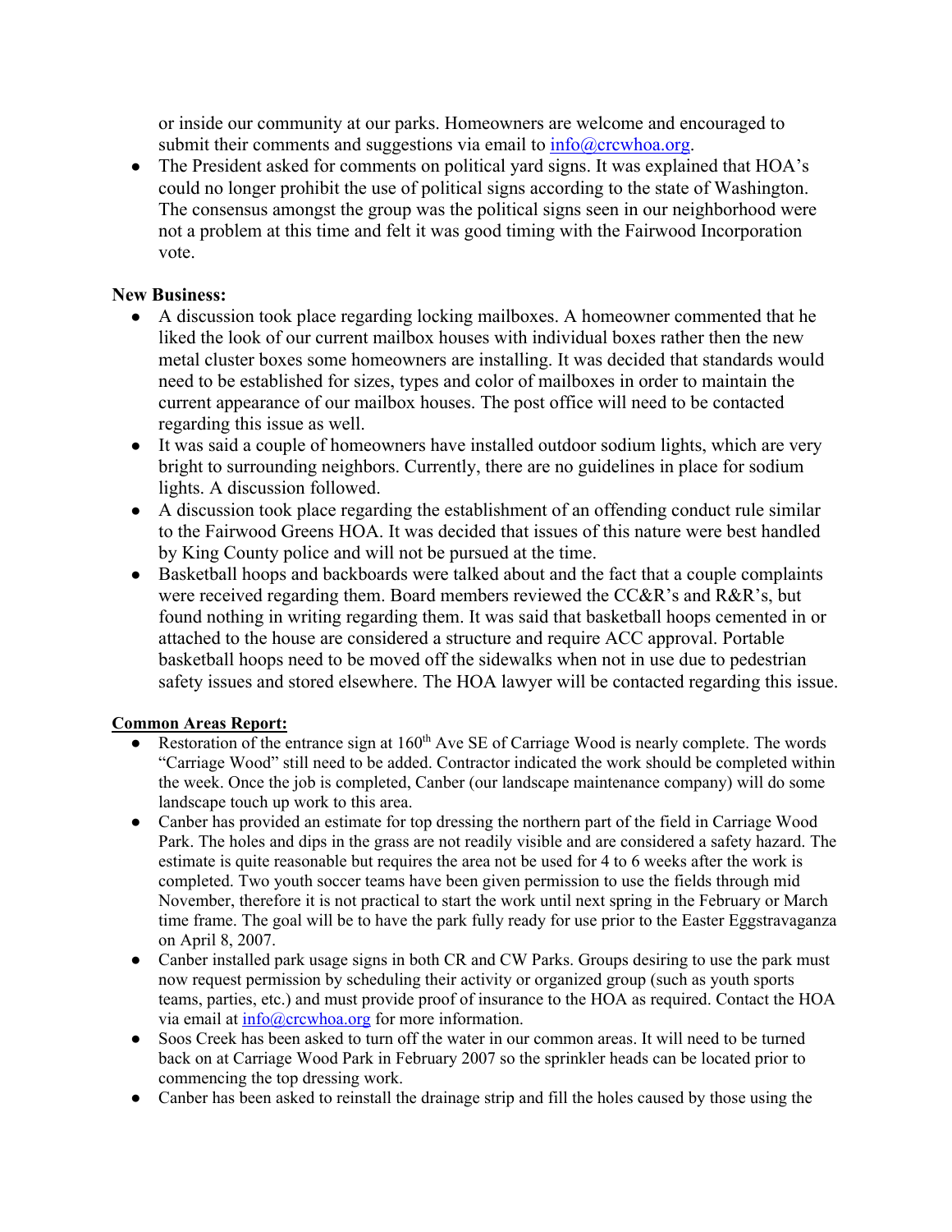or inside our community at our parks. Homeowners are welcome and encouraged to submit their comments and suggestions via email to info@crcwhoa.org.

- The President asked for comments on political yard signs. It was explained that HOA's could no longer prohibit the use of political signs according to the state of Washington. The consensus amongst the group was the political signs seen in our neighborhood were not a problem at this time and felt it was good timing with the Fairwood Incorporation vote.

**New Business:**

- A discussion took place regarding locking mailboxes. A homeowner commented that he liked the look of our current mailbox houses with individual boxes rather then the new metal cluster boxes some homeowners are installing. It was decided that standards would need to be established for sizes, types and color of mailboxes in order to maintain the current appearance of our mailbox houses. The post office will need to be contacted regarding this issue as well.
- It was said a couple of homeowners have installed outdoor sodium lights, which are very bright to surrounding neighbors. Currently, there are no guidelines in place for sodium lights. A discussion followed.
- A discussion took place regarding the establishment of an offending conduct rule similar to the Fairwood Greens HOA. It was decided that issues of this nature were best handled by King County police and will not be pursued at the time.
- Basketball hoops and backboards were talked about and the fact that a couple complaints were received regarding them. Board members reviewed the CC&R's and R&R's, but found nothing in writing regarding them. It was said that basketball hoops cemented in or attached to the house are considered a structure and require ACC approval. Portable basketball hoops need to be moved off the sidewalks when not in use due to pedestrian safety issues and stored elsewhere. The HOA lawyer will be contacted regarding this issue.

**Common Areas Report:**

- Restoration of the entrance sign at 160th Ave SE of Carriage Wood is nearly complete. The words "Carriage Wood" still need to be added. Contractor indicated the work should be completed within the week. Once the job is completed, Canber (our landscape maintenance company) will do some landscape touch up work to this area.
- Canber has provided an estimate for top dressing the northern part of the field in Carriage Wood Park. The holes and dips in the grass are not readily visible and are considered a safety hazard. The estimate is quite reasonable but requires the area not be used for 4 to 6 weeks after the work is completed. Two youth soccer teams have been given permission to use the fields through mid November, therefore it is not practical to start the work until next spring in the February or March time frame. The goal will be to have the park fully ready for use prior to the Easter Eggstravaganza on April 8, 2007.
- Canber installed park usage signs in both CR and CW Parks. Groups desiring to use the park must now request permission by scheduling their activity or organized group (such as youth sports teams, parties, etc.) and must provide proof of insurance to the HOA as required. Contact the HOA via email at info@crcwhoa.org for more information.
- Soos Creek has been asked to turn off the water in our common areas. It will need to be turned back on at Carriage Wood Park in February 2007 so the sprinkler heads can be located prior to commencing the top dressing work.
- Canber has been asked to reinstall the drainage strip and fill the holes caused by those using the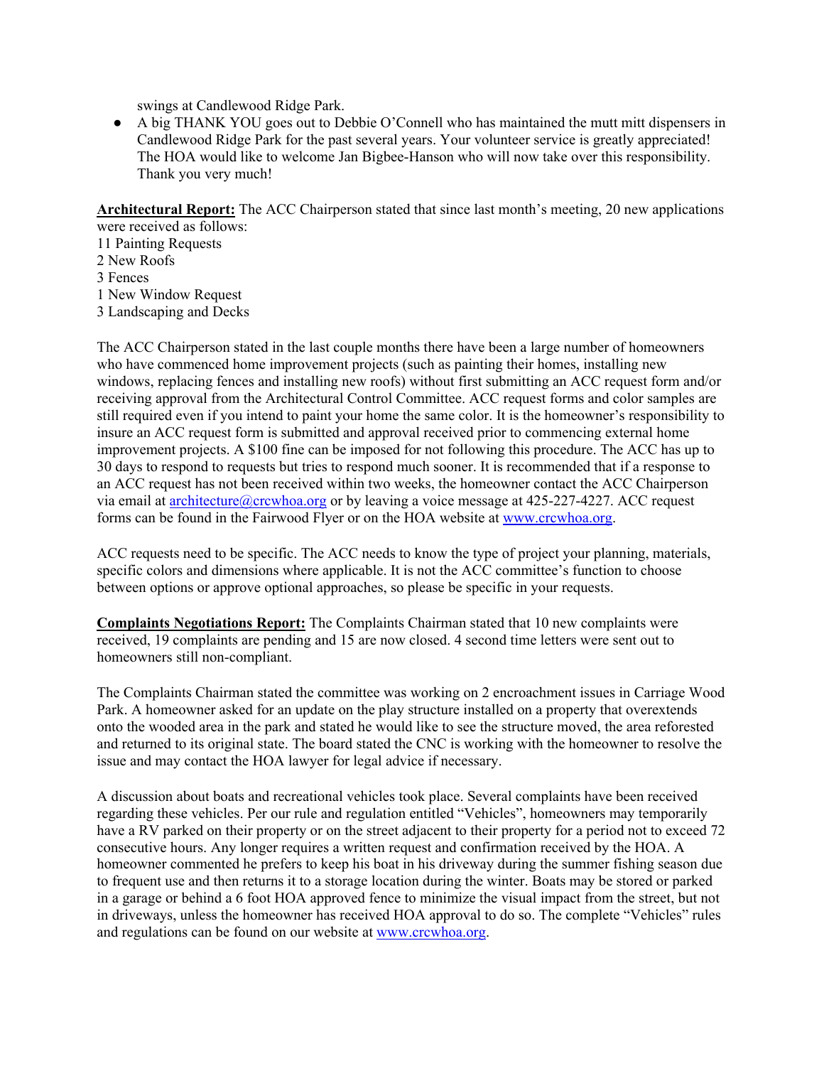swings at Candlewood Ridge Park.

- A big THANK YOU goes out to Debbie O'Connell who has maintained the mutt mitt dispensers in Candlewood Ridge Park for the past several years. Your volunteer service is greatly appreciated! The HOA would like to welcome Jan Bigbee-Hanson who will now take over this responsibility. Thank you very much!

**Architectural Report:** The ACC Chairperson stated that since last month's meeting, 20 new applications were received as follows:
11 Painting Requests
2 New Roofs
3 Fences
1 New Window Request
3 Landscaping and Decks

The ACC Chairperson stated in the last couple months there have been a large number of homeowners who have commenced home improvement projects (such as painting their homes, installing new windows, replacing fences and installing new roofs) without first submitting an ACC request form and/or receiving approval from the Architectural Control Committee. ACC request forms and color samples are still required even if you intend to paint your home the same color. It is the homeowner's responsibility to insure an ACC request form is submitted and approval received prior to commencing external home improvement projects. A $100 fine can be imposed for not following this procedure. The ACC has up to 30 days to respond to requests but tries to respond much sooner. It is recommended that if a response to an ACC request has not been received within two weeks, the homeowner contact the ACC Chairperson via email at architecture@crcwhoa.org or by leaving a voice message at 425-227-4227. ACC request forms can be found in the Fairwood Flyer or on the HOA website at www.crcwhoa.org.

ACC requests need to be specific. The ACC needs to know the type of project your planning, materials, specific colors and dimensions where applicable. It is not the ACC committee's function to choose between options or approve optional approaches, so please be specific in your requests.

**Complaints Negotiations Report:** The Complaints Chairman stated that 10 new complaints were received, 19 complaints are pending and 15 are now closed. 4 second time letters were sent out to homeowners still non-compliant.

The Complaints Chairman stated the committee was working on 2 encroachment issues in Carriage Wood Park. A homeowner asked for an update on the play structure installed on a property that overextends onto the wooded area in the park and stated he would like to see the structure moved, the area reforested and returned to its original state. The board stated the CNC is working with the homeowner to resolve the issue and may contact the HOA lawyer for legal advice if necessary.

A discussion about boats and recreational vehicles took place. Several complaints have been received regarding these vehicles. Per our rule and regulation entitled "Vehicles", homeowners may temporarily have a RV parked on their property or on the street adjacent to their property for a period not to exceed 72 consecutive hours. Any longer requires a written request and confirmation received by the HOA. A homeowner commented he prefers to keep his boat in his driveway during the summer fishing season due to frequent use and then returns it to a storage location during the winter. Boats may be stored or parked in a garage or behind a 6 foot HOA approved fence to minimize the visual impact from the street, but not in driveways, unless the homeowner has received HOA approval to do so. The complete "Vehicles" rules and regulations can be found on our website at www.crcwhoa.org.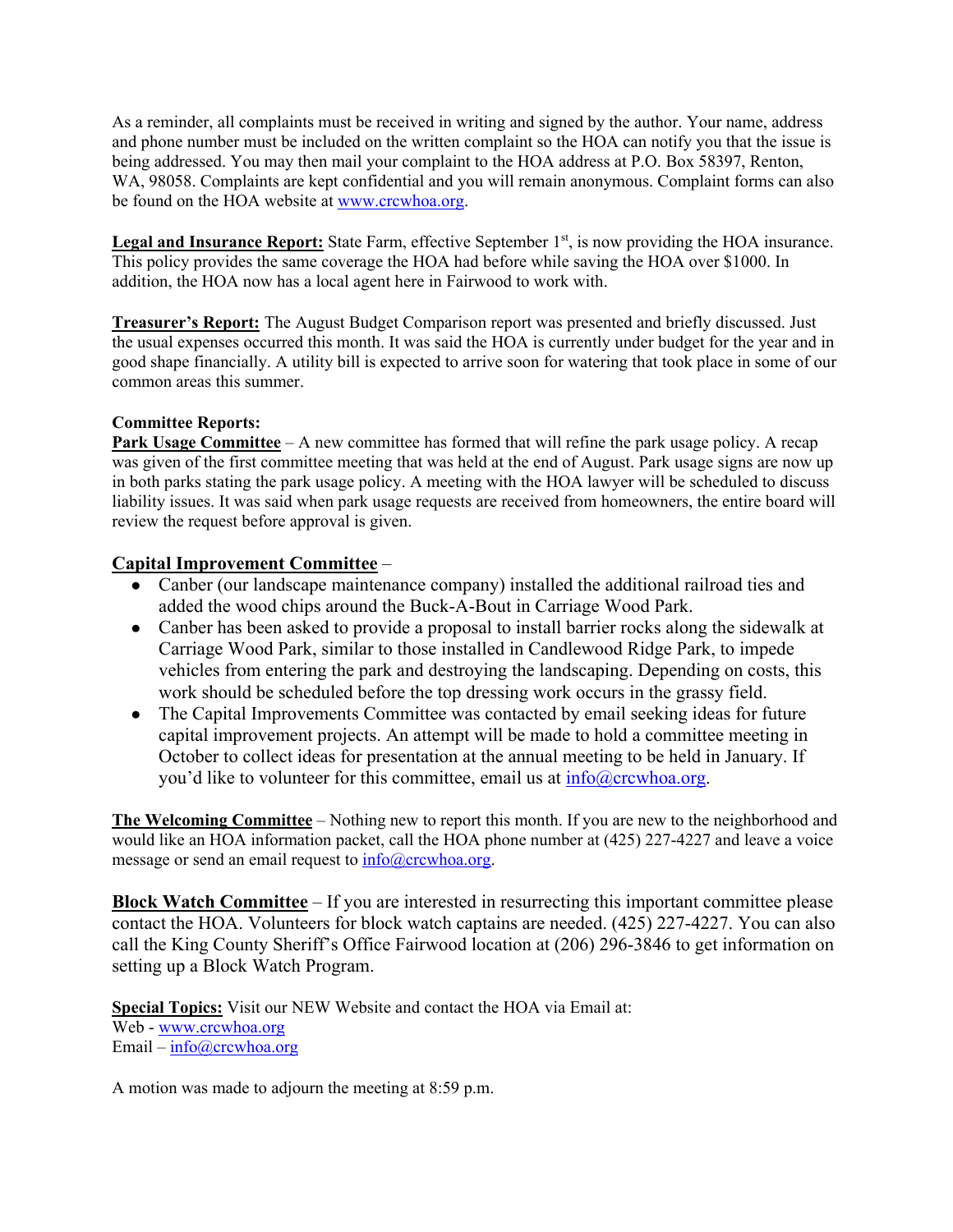As a reminder, all complaints must be received in writing and signed by the author. Your name, address and phone number must be included on the written complaint so the HOA can notify you that the issue is being addressed. You may then mail your complaint to the HOA address at P.O. Box 58397, Renton, WA, 98058. Complaints are kept confidential and you will remain anonymous. Complaint forms can also be found on the HOA website at www.crcwhoa.org.

**Legal and Insurance Report:** State Farm, effective September 1st, is now providing the HOA insurance. This policy provides the same coverage the HOA had before while saving the HOA over $1000. In addition, the HOA now has a local agent here in Fairwood to work with.

**Treasurer's Report:** The August Budget Comparison report was presented and briefly discussed. Just the usual expenses occurred this month. It was said the HOA is currently under budget for the year and in good shape financially. A utility bill is expected to arrive soon for watering that took place in some of our common areas this summer.

**Committee Reports:**

**Park Usage Committee** – A new committee has formed that will refine the park usage policy. A recap was given of the first committee meeting that was held at the end of August. Park usage signs are now up in both parks stating the park usage policy. A meeting with the HOA lawyer will be scheduled to discuss liability issues. It was said when park usage requests are received from homeowners, the entire board will review the request before approval is given.

**Capital Improvement Committee** –

- Canber (our landscape maintenance company) installed the additional railroad ties and added the wood chips around the Buck-A-Bout in Carriage Wood Park.
- Canber has been asked to provide a proposal to install barrier rocks along the sidewalk at Carriage Wood Park, similar to those installed in Candlewood Ridge Park, to impede vehicles from entering the park and destroying the landscaping. Depending on costs, this work should be scheduled before the top dressing work occurs in the grassy field.
- The Capital Improvements Committee was contacted by email seeking ideas for future capital improvement projects. An attempt will be made to hold a committee meeting in October to collect ideas for presentation at the annual meeting to be held in January. If you'd like to volunteer for this committee, email us at info@crcwhoa.org.

**The Welcoming Committee** – Nothing new to report this month. If you are new to the neighborhood and would like an HOA information packet, call the HOA phone number at (425) 227-4227 and leave a voice message or send an email request to info@crcwhoa.org.

**Block Watch Committee** – If you are interested in resurrecting this important committee please contact the HOA. Volunteers for block watch captains are needed. (425) 227-4227. You can also call the King County Sheriff's Office Fairwood location at (206) 296-3846 to get information on setting up a Block Watch Program.

**Special Topics:** Visit our NEW Website and contact the HOA via Email at:
Web - www.crcwhoa.org
Email – info@crcwhoa.org

A motion was made to adjourn the meeting at 8:59 p.m.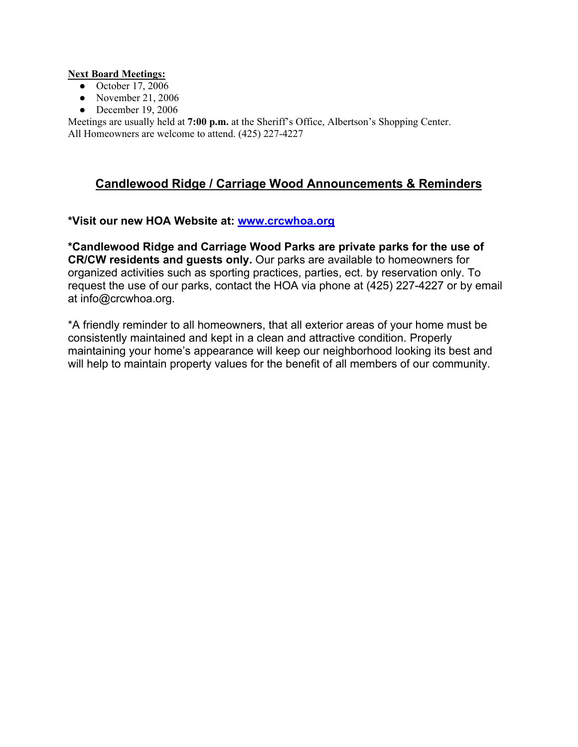**Next Board Meetings:**

- October 17, 2006
- November 21, 2006
- December 19, 2006

Meetings are usually held at **7:00 p.m.** at the Sheriff's Office, Albertson's Shopping Center.
All Homeowners are welcome to attend. (425) 227-4227

## Candlewood Ridge / Carriage Wood Announcements & Reminders

**\*Visit our new HOA Website at: [www.crcwhoa.org](http://www.crcwhoa.org)**

**\*Candlewood Ridge and Carriage Wood Parks are private parks for the use of CR/CW residents and guests only.** Our parks are available to homeowners for organized activities such as sporting practices, parties, ect. by reservation only. To request the use of our parks, contact the HOA via phone at (425) 227-4227 or by email at info@crcwhoa.org.

\*A friendly reminder to all homeowners, that all exterior areas of your home must be consistently maintained and kept in a clean and attractive condition. Properly maintaining your home's appearance will keep our neighborhood looking its best and will help to maintain property values for the benefit of all members of our community.